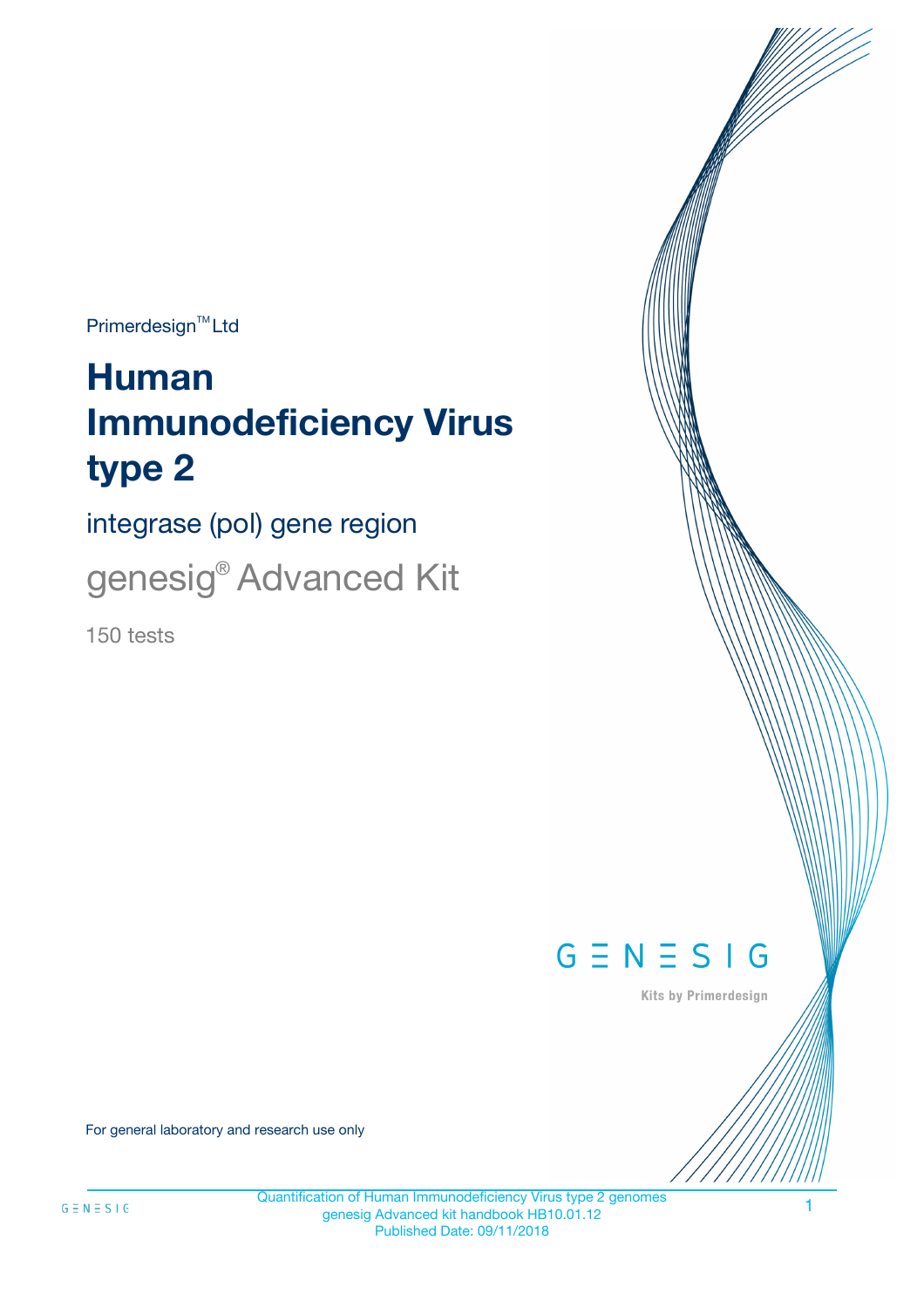Primerdesign™ Ltd

# Human Immunodeficiency Virus type 2

## integrase (pol) gene region

## genesig® Advanced Kit

150 tests

GENESIG

Kits by Primerdesign

For general laboratory and research use only

Quantification of Human Immunodeficiency Virus type 2 genomes
genesig Advanced kit handbook HB10.01.12
Published Date: 09/11/2018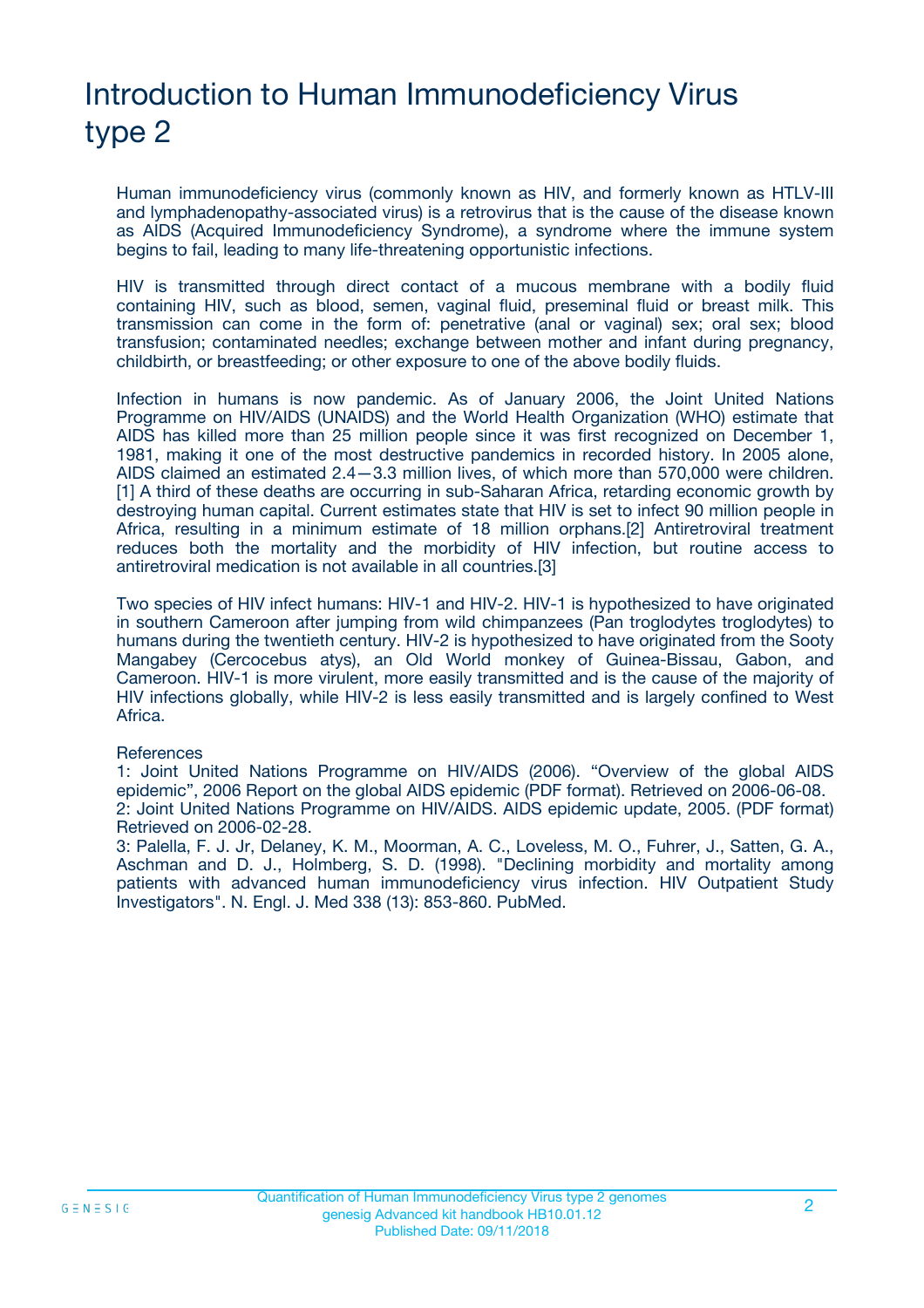# Introduction to Human Immunodeficiency Virus type 2

Human immunodeficiency virus (commonly known as HIV, and formerly known as HTLV-III and lymphadenopathy-associated virus) is a retrovirus that is the cause of the disease known as AIDS (Acquired Immunodeficiency Syndrome), a syndrome where the immune system begins to fail, leading to many life-threatening opportunistic infections.

HIV is transmitted through direct contact of a mucous membrane with a bodily fluid containing HIV, such as blood, semen, vaginal fluid, preseminal fluid or breast milk. This transmission can come in the form of: penetrative (anal or vaginal) sex; oral sex; blood transfusion; contaminated needles; exchange between mother and infant during pregnancy, childbirth, or breastfeeding; or other exposure to one of the above bodily fluids.

Infection in humans is now pandemic. As of January 2006, the Joint United Nations Programme on HIV/AIDS (UNAIDS) and the World Health Organization (WHO) estimate that AIDS has killed more than 25 million people since it was first recognized on December 1, 1981, making it one of the most destructive pandemics in recorded history. In 2005 alone, AIDS claimed an estimated 2.4—3.3 million lives, of which more than 570,000 were children.[1] A third of these deaths are occurring in sub-Saharan Africa, retarding economic growth by destroying human capital. Current estimates state that HIV is set to infect 90 million people in Africa, resulting in a minimum estimate of 18 million orphans.[2] Antiretroviral treatment reduces both the mortality and the morbidity of HIV infection, but routine access to antiretroviral medication is not available in all countries.[3]

Two species of HIV infect humans: HIV-1 and HIV-2. HIV-1 is hypothesized to have originated in southern Cameroon after jumping from wild chimpanzees (Pan troglodytes troglodytes) to humans during the twentieth century. HIV-2 is hypothesized to have originated from the Sooty Mangabey (Cercocebus atys), an Old World monkey of Guinea-Bissau, Gabon, and Cameroon. HIV-1 is more virulent, more easily transmitted and is the cause of the majority of HIV infections globally, while HIV-2 is less easily transmitted and is largely confined to West Africa.

References

1: Joint United Nations Programme on HIV/AIDS (2006). “Overview of the global AIDS epidemic”, 2006 Report on the global AIDS epidemic (PDF format). Retrieved on 2006-06-08.

2: Joint United Nations Programme on HIV/AIDS. AIDS epidemic update, 2005. (PDF format) Retrieved on 2006-02-28.

3: Palella, F. J. Jr, Delaney, K. M., Moorman, A. C., Loveless, M. O., Fuhrer, J., Satten, G. A., Aschman and D. J., Holmberg, S. D. (1998). "Declining morbidity and mortality among patients with advanced human immunodeficiency virus infection. HIV Outpatient Study Investigators". N. Engl. J. Med 338 (13): 853-860. PubMed.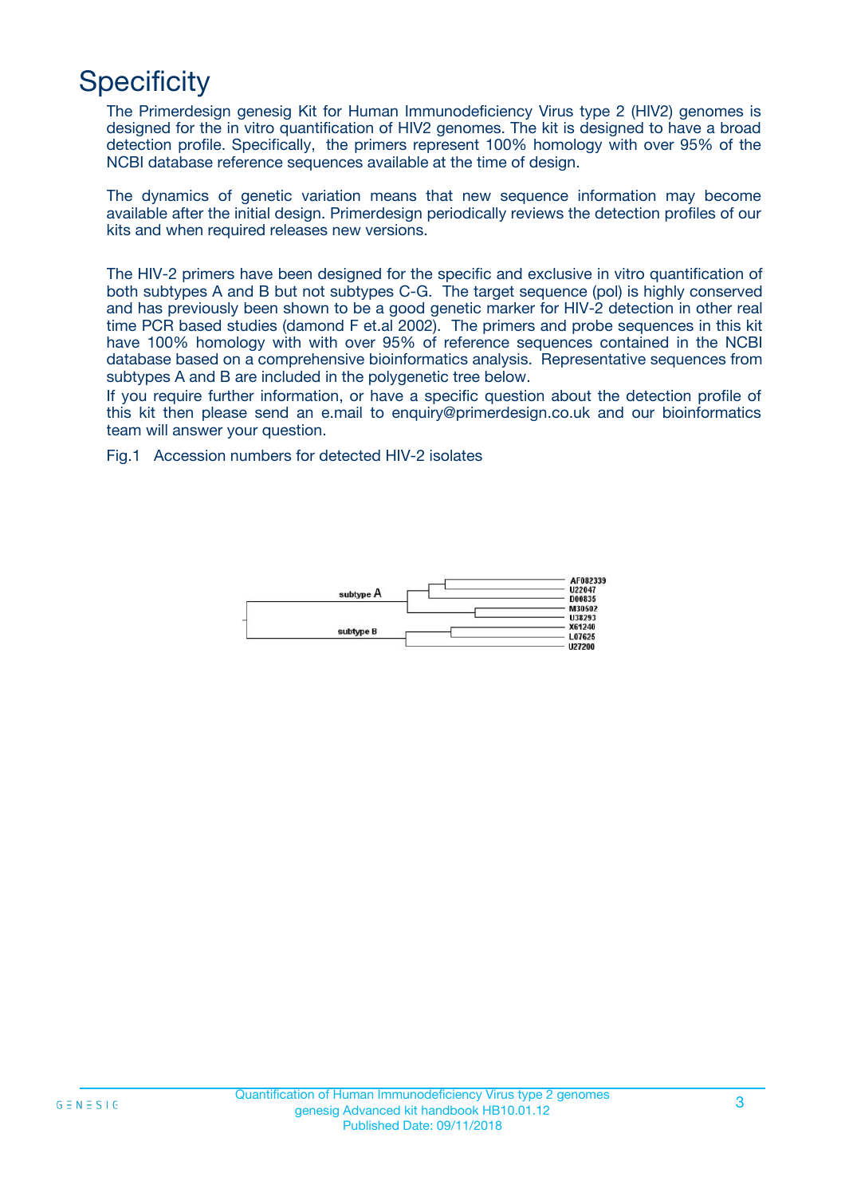# Specificity

The Primerdesign genesig Kit for Human Immunodeficiency Virus type 2 (HIV2) genomes is designed for the in vitro quantification of HIV2 genomes. The kit is designed to have a broad detection profile. Specifically, the primers represent 100% homology with over 95% of the NCBI database reference sequences available at the time of design.

The dynamics of genetic variation means that new sequence information may become available after the initial design. Primerdesign periodically reviews the detection profiles of our kits and when required releases new versions.

The HIV-2 primers have been designed for the specific and exclusive in vitro quantification of both subtypes A and B but not subtypes C-G. The target sequence (pol) is highly conserved and has previously been shown to be a good genetic marker for HIV-2 detection in other real time PCR based studies (damond F et.al 2002). The primers and probe sequences in this kit have 100% homology with with over 95% of reference sequences contained in the NCBI database based on a comprehensive bioinformatics analysis. Representative sequences from subtypes A and B are included in the polygenetic tree below.

If you require further information, or have a specific question about the detection profile of this kit then please send an e.mail to enquiry@primerdesign.co.uk and our bioinformatics team will answer your question.

Fig.1 Accession numbers for detected HIV-2 isolates

subtype A: AF082339, U22047, D00835, M30502, U38293

subtype B: X61240, L07625, U27200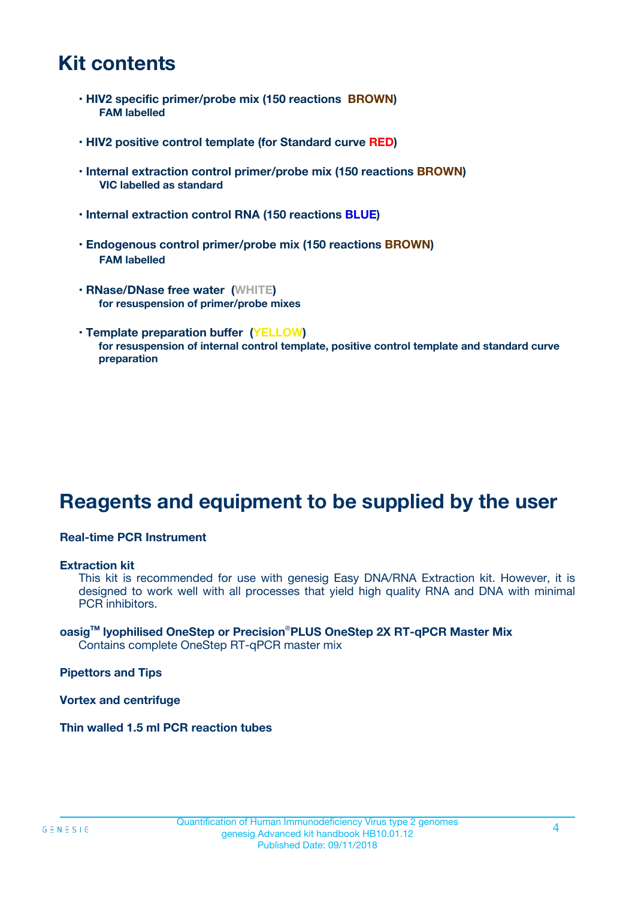# Kit contents

- **HIV2 specific primer/probe mix (150 reactions BROWN)**
  **FAM labelled**

- **HIV2 positive control template (for Standard curve RED)**

- **Internal extraction control primer/probe mix (150 reactions BROWN)**
  **VIC labelled as standard**

- **Internal extraction control RNA (150 reactions BLUE)**

- **Endogenous control primer/probe mix (150 reactions BROWN)**
  **FAM labelled**

- **RNase/DNase free water (WHITE)**
  **for resuspension of primer/probe mixes**

- **Template preparation buffer (YELLOW)**
  **for resuspension of internal control template, positive control template and standard curve preparation**

# Reagents and equipment to be supplied by the user

**Real-time PCR Instrument**

**Extraction kit**

This kit is recommended for use with genesig Easy DNA/RNA Extraction kit. However, it is designed to work well with all processes that yield high quality RNA and DNA with minimal PCR inhibitors.

**oasig™ lyophilised OneStep or Precision®PLUS OneStep 2X RT-qPCR Master Mix**

Contains complete OneStep RT-qPCR master mix

**Pipettors and Tips**

**Vortex and centrifuge**

**Thin walled 1.5 ml PCR reaction tubes**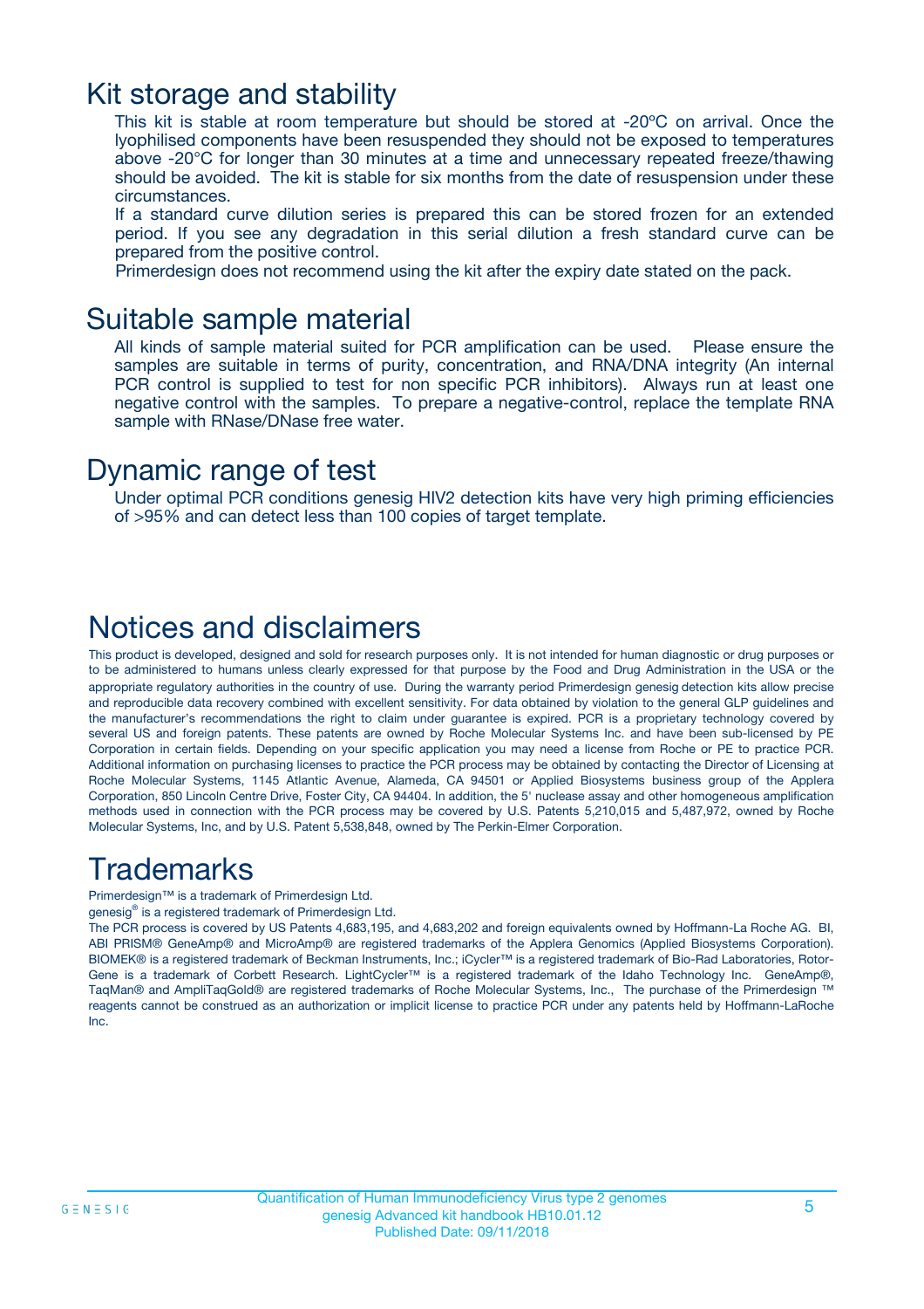# Kit storage and stability

This kit is stable at room temperature but should be stored at -20ºC on arrival. Once the lyophilised components have been resuspended they should not be exposed to temperatures above -20°C for longer than 30 minutes at a time and unnecessary repeated freeze/thawing should be avoided. The kit is stable for six months from the date of resuspension under these circumstances.

If a standard curve dilution series is prepared this can be stored frozen for an extended period. If you see any degradation in this serial dilution a fresh standard curve can be prepared from the positive control.

Primerdesign does not recommend using the kit after the expiry date stated on the pack.

# Suitable sample material

All kinds of sample material suited for PCR amplification can be used. Please ensure the samples are suitable in terms of purity, concentration, and RNA/DNA integrity (An internal PCR control is supplied to test for non specific PCR inhibitors). Always run at least one negative control with the samples. To prepare a negative-control, replace the template RNA sample with RNase/DNase free water.

# Dynamic range of test

Under optimal PCR conditions genesig HIV2 detection kits have very high priming efficiencies of >95% and can detect less than 100 copies of target template.

# Notices and disclaimers

This product is developed, designed and sold for research purposes only. It is not intended for human diagnostic or drug purposes or to be administered to humans unless clearly expressed for that purpose by the Food and Drug Administration in the USA or the appropriate regulatory authorities in the country of use. During the warranty period Primerdesign genesig detection kits allow precise and reproducible data recovery combined with excellent sensitivity. For data obtained by violation to the general GLP guidelines and the manufacturer's recommendations the right to claim under guarantee is expired. PCR is a proprietary technology covered by several US and foreign patents. These patents are owned by Roche Molecular Systems Inc. and have been sub-licensed by PE Corporation in certain fields. Depending on your specific application you may need a license from Roche or PE to practice PCR. Additional information on purchasing licenses to practice the PCR process may be obtained by contacting the Director of Licensing at Roche Molecular Systems, 1145 Atlantic Avenue, Alameda, CA 94501 or Applied Biosystems business group of the Applera Corporation, 850 Lincoln Centre Drive, Foster City, CA 94404. In addition, the 5' nuclease assay and other homogeneous amplification methods used in connection with the PCR process may be covered by U.S. Patents 5,210,015 and 5,487,972, owned by Roche Molecular Systems, Inc, and by U.S. Patent 5,538,848, owned by The Perkin-Elmer Corporation.

# Trademarks

Primerdesign™ is a trademark of Primerdesign Ltd.

genesig® is a registered trademark of Primerdesign Ltd.

The PCR process is covered by US Patents 4,683,195, and 4,683,202 and foreign equivalents owned by Hoffmann-La Roche AG. BI, ABI PRISM® GeneAmp® and MicroAmp® are registered trademarks of the Applera Genomics (Applied Biosystems Corporation). BIOMEK® is a registered trademark of Beckman Instruments, Inc.; iCycler™ is a registered trademark of Bio-Rad Laboratories, Rotor-Gene is a trademark of Corbett Research. LightCycler™ is a registered trademark of the Idaho Technology Inc. GeneAmp®, TaqMan® and AmpliTaqGold® are registered trademarks of Roche Molecular Systems, Inc., The purchase of the Primerdesign ™ reagents cannot be construed as an authorization or implicit license to practice PCR under any patents held by Hoffmann-LaRoche Inc.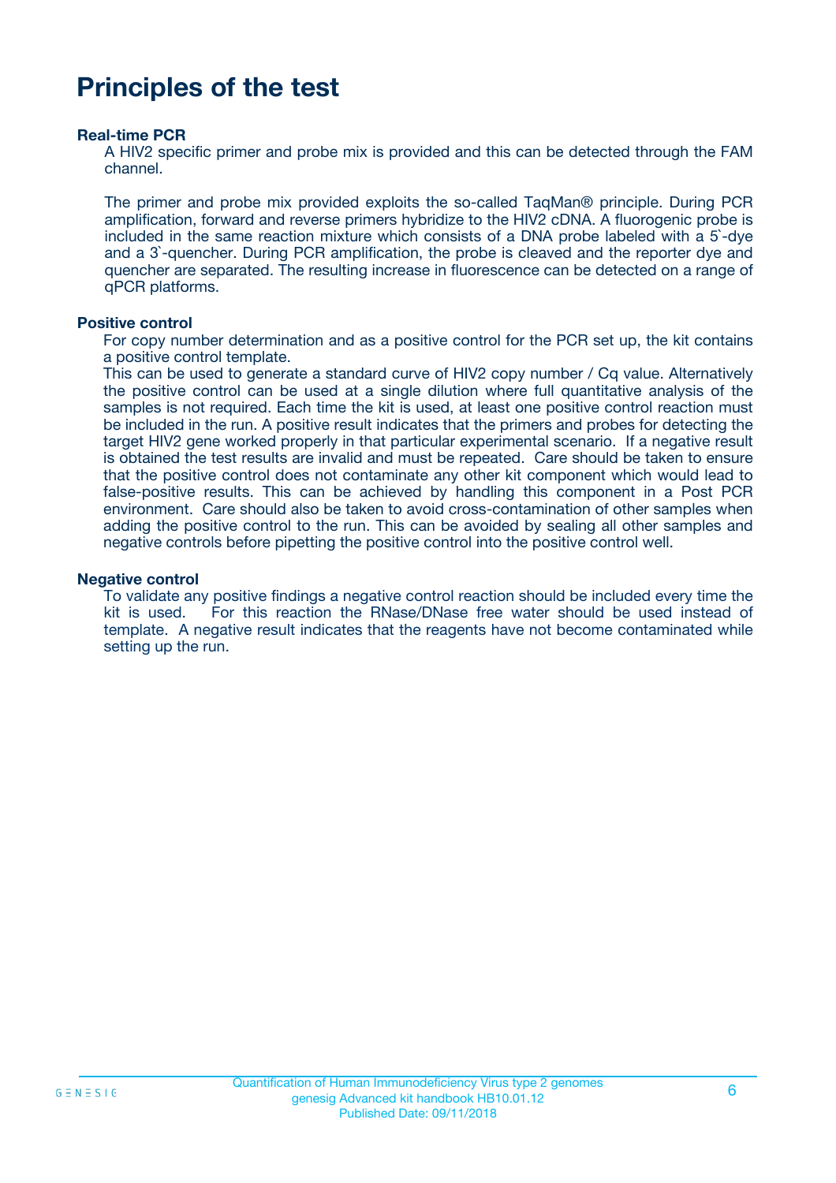# Principles of the test

### Real-time PCR

A HIV2 specific primer and probe mix is provided and this can be detected through the FAM channel.

The primer and probe mix provided exploits the so-called TaqMan® principle. During PCR amplification, forward and reverse primers hybridize to the HIV2 cDNA. A fluorogenic probe is included in the same reaction mixture which consists of a DNA probe labeled with a 5`-dye and a 3`-quencher. During PCR amplification, the probe is cleaved and the reporter dye and quencher are separated. The resulting increase in fluorescence can be detected on a range of qPCR platforms.

### Positive control

For copy number determination and as a positive control for the PCR set up, the kit contains a positive control template.
This can be used to generate a standard curve of HIV2 copy number / Cq value. Alternatively the positive control can be used at a single dilution where full quantitative analysis of the samples is not required. Each time the kit is used, at least one positive control reaction must be included in the run. A positive result indicates that the primers and probes for detecting the target HIV2 gene worked properly in that particular experimental scenario. If a negative result is obtained the test results are invalid and must be repeated. Care should be taken to ensure that the positive control does not contaminate any other kit component which would lead to false-positive results. This can be achieved by handling this component in a Post PCR environment. Care should also be taken to avoid cross-contamination of other samples when adding the positive control to the run. This can be avoided by sealing all other samples and negative controls before pipetting the positive control into the positive control well.

### Negative control

To validate any positive findings a negative control reaction should be included every time the kit is used. For this reaction the RNase/DNase free water should be used instead of template. A negative result indicates that the reagents have not become contaminated while setting up the run.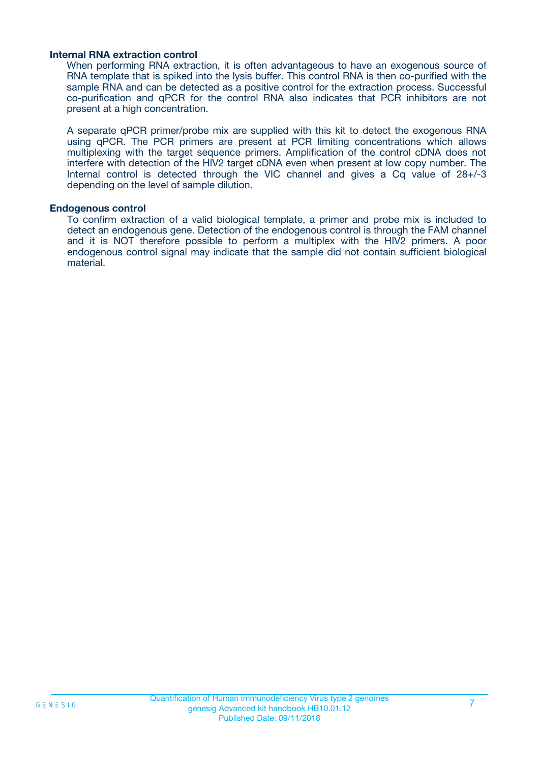### Internal RNA extraction control

When performing RNA extraction, it is often advantageous to have an exogenous source of RNA template that is spiked into the lysis buffer. This control RNA is then co-purified with the sample RNA and can be detected as a positive control for the extraction process. Successful co-purification and qPCR for the control RNA also indicates that PCR inhibitors are not present at a high concentration.

A separate qPCR primer/probe mix are supplied with this kit to detect the exogenous RNA using qPCR. The PCR primers are present at PCR limiting concentrations which allows multiplexing with the target sequence primers. Amplification of the control cDNA does not interfere with detection of the HIV2 target cDNA even when present at low copy number. The Internal control is detected through the VIC channel and gives a Cq value of 28+/-3 depending on the level of sample dilution.

### Endogenous control

To confirm extraction of a valid biological template, a primer and probe mix is included to detect an endogenous gene. Detection of the endogenous control is through the FAM channel and it is NOT therefore possible to perform a multiplex with the HIV2 primers. A poor endogenous control signal may indicate that the sample did not contain sufficient biological material.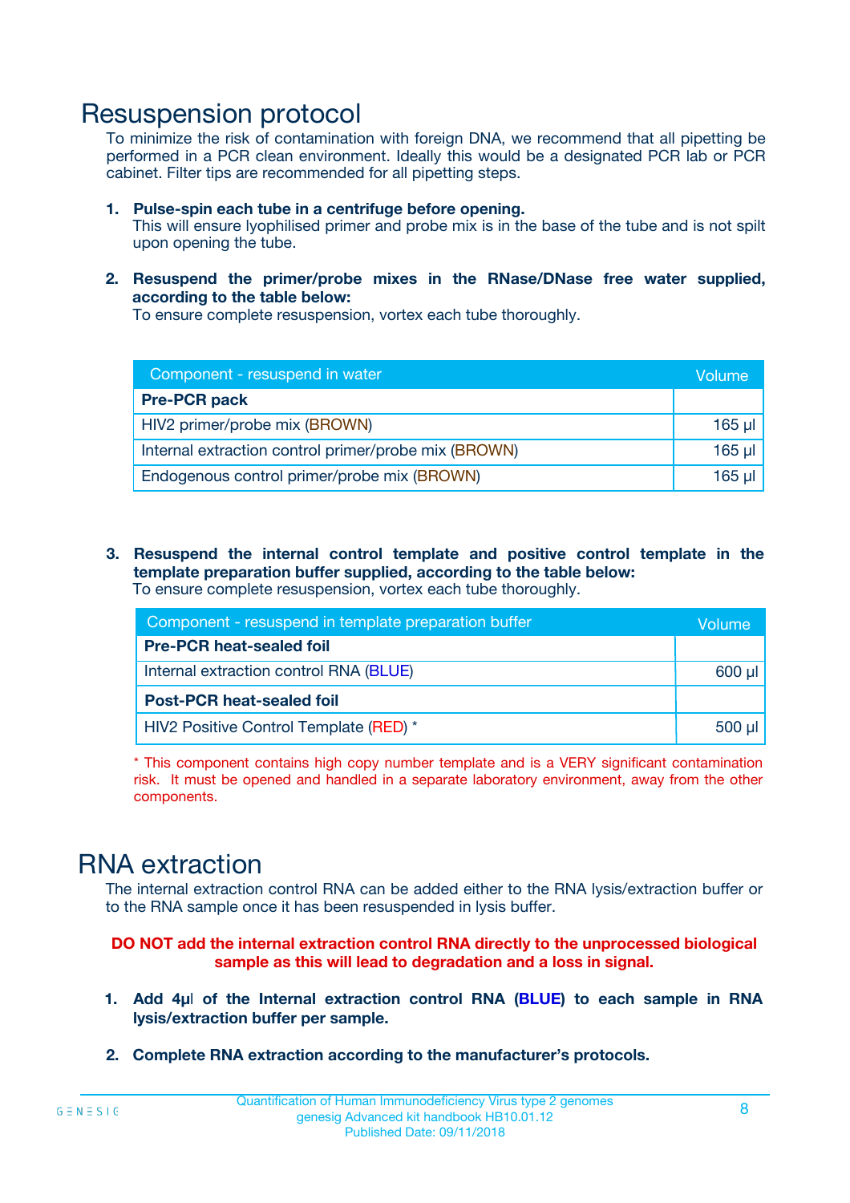# Resuspension protocol

To minimize the risk of contamination with foreign DNA, we recommend that all pipetting be performed in a PCR clean environment. Ideally this would be a designated PCR lab or PCR cabinet. Filter tips are recommended for all pipetting steps.

1. **Pulse-spin each tube in a centrifuge before opening.**
   This will ensure lyophilised primer and probe mix is in the base of the tube and is not spilt upon opening the tube.

2. **Resuspend the primer/probe mixes in the RNase/DNase free water supplied, according to the table below:**
   To ensure complete resuspension, vortex each tube thoroughly.

| Component - resuspend in water | Volume |
|---|---|
| **Pre-PCR pack** | |
| HIV2 primer/probe mix (BROWN) | 165 µl |
| Internal extraction control primer/probe mix (BROWN) | 165 µl |
| Endogenous control primer/probe mix (BROWN) | 165 µl |

3. **Resuspend the internal control template and positive control template in the template preparation buffer supplied, according to the table below:**
   To ensure complete resuspension, vortex each tube thoroughly.

| Component - resuspend in template preparation buffer | Volume |
|---|---|
| **Pre-PCR heat-sealed foil** | |
| Internal extraction control RNA (BLUE) | 600 µl |
| **Post-PCR heat-sealed foil** | |
| HIV2 Positive Control Template (RED) * | 500 µl |

* This component contains high copy number template and is a VERY significant contamination risk. It must be opened and handled in a separate laboratory environment, away from the other components.

# RNA extraction

The internal extraction control RNA can be added either to the RNA lysis/extraction buffer or to the RNA sample once it has been resuspended in lysis buffer.

**DO NOT add the internal extraction control RNA directly to the unprocessed biological sample as this will lead to degradation and a loss in signal.**

1. **Add 4µl of the Internal extraction control RNA (BLUE) to each sample in RNA lysis/extraction buffer per sample.**

2. **Complete RNA extraction according to the manufacturer's protocols.**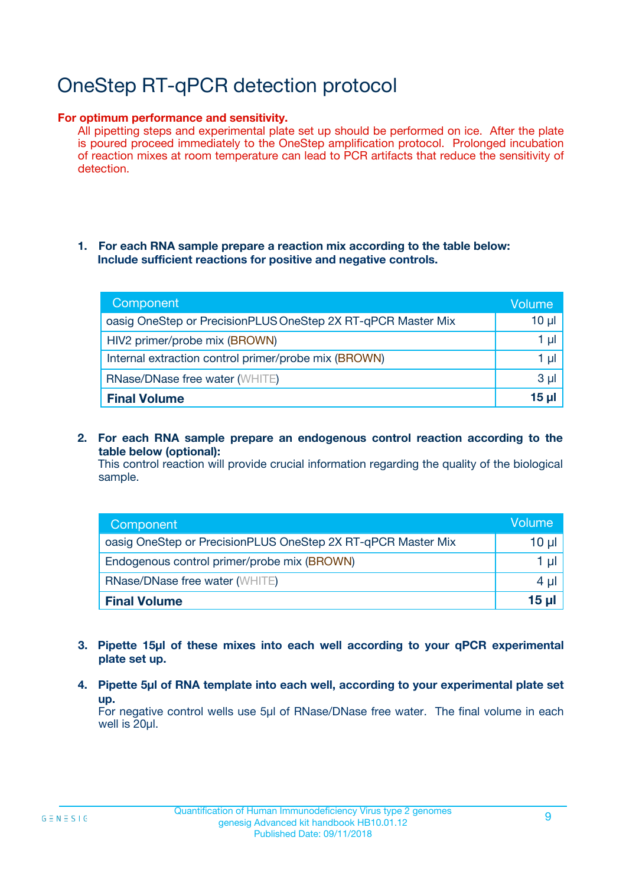# OneStep RT-qPCR detection protocol

**For optimum performance and sensitivity.**

All pipetting steps and experimental plate set up should be performed on ice. After the plate is poured proceed immediately to the OneStep amplification protocol. Prolonged incubation of reaction mixes at room temperature can lead to PCR artifacts that reduce the sensitivity of detection.

1. **For each RNA sample prepare a reaction mix according to the table below: Include sufficient reactions for positive and negative controls.**

| Component | Volume |
|---|---|
| oasig OneStep or PrecisionPLUS OneStep 2X RT-qPCR Master Mix | 10 µl |
| HIV2 primer/probe mix (BROWN) | 1 µl |
| Internal extraction control primer/probe mix (BROWN) | 1 µl |
| RNase/DNase free water (WHITE) | 3 µl |
| **Final Volume** | **15 µl** |

2. **For each RNA sample prepare an endogenous control reaction according to the table below (optional):**
   This control reaction will provide crucial information regarding the quality of the biological sample.

| Component | Volume |
|---|---|
| oasig OneStep or PrecisionPLUS OneStep 2X RT-qPCR Master Mix | 10 µl |
| Endogenous control primer/probe mix (BROWN) | 1 µl |
| RNase/DNase free water (WHITE) | 4 µl |
| **Final Volume** | **15 µl** |

3. **Pipette 15µl of these mixes into each well according to your qPCR experimental plate set up.**

4. **Pipette 5µl of RNA template into each well, according to your experimental plate set up.**
   For negative control wells use 5µl of RNase/DNase free water. The final volume in each well is 20µl.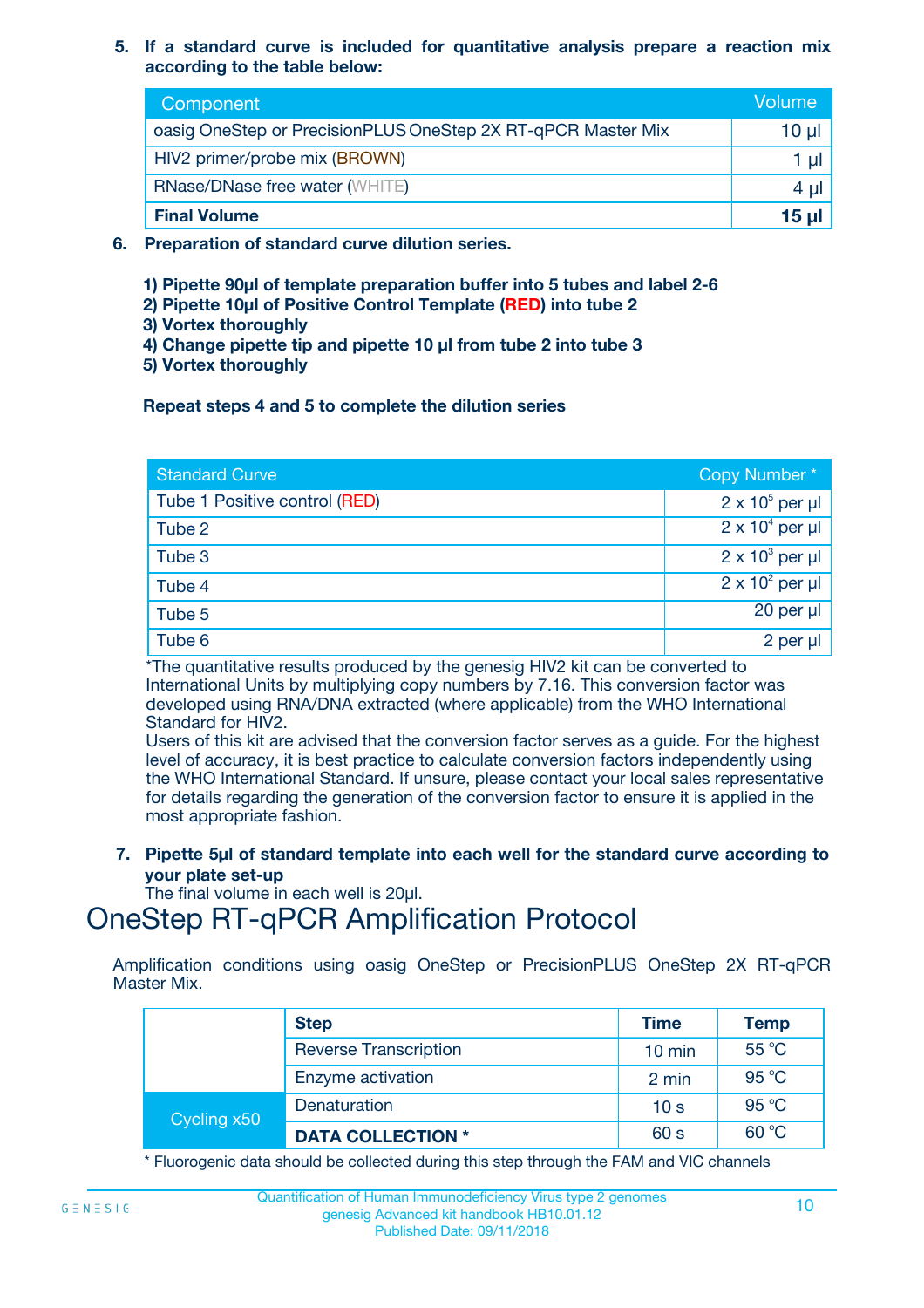5. **If a standard curve is included for quantitative analysis prepare a reaction mix according to the table below:**

| Component | Volume |
|---|---|
| oasig OneStep or PrecisionPLUS OneStep 2X RT-qPCR Master Mix | 10 µl |
| HIV2 primer/probe mix (BROWN) | 1 µl |
| RNase/DNase free water (WHITE) | 4 µl |
| **Final Volume** | **15 µl** |

6. **Preparation of standard curve dilution series.**

   **1) Pipette 90µl of template preparation buffer into 5 tubes and label 2-6**
   **2) Pipette 10µl of Positive Control Template (RED) into tube 2**
   **3) Vortex thoroughly**
   **4) Change pipette tip and pipette 10 µl from tube 2 into tube 3**
   **5) Vortex thoroughly**

   **Repeat steps 4 and 5 to complete the dilution series**

| Standard Curve | Copy Number * |
|---|---|
| Tube 1 Positive control (RED) | $2 \times 10^5$ per µl |
| Tube 2 | $2 \times 10^4$ per µl |
| Tube 3 | $2 \times 10^3$ per µl |
| Tube 4 | $2 \times 10^2$ per µl |
| Tube 5 | 20 per µl |
| Tube 6 | 2 per µl |

*The quantitative results produced by the genesig HIV2 kit can be converted to International Units by multiplying copy numbers by 7.16. This conversion factor was developed using RNA/DNA extracted (where applicable) from the WHO International Standard for HIV2.
Users of this kit are advised that the conversion factor serves as a guide. For the highest level of accuracy, it is best practice to calculate conversion factors independently using the WHO International Standard. If unsure, please contact your local sales representative for details regarding the generation of the conversion factor to ensure it is applied in the most appropriate fashion.

7. **Pipette 5µl of standard template into each well for the standard curve according to your plate set-up**
   The final volume in each well is 20µl.

# OneStep RT-qPCR Amplification Protocol

Amplification conditions using oasig OneStep or PrecisionPLUS OneStep 2X RT-qPCR Master Mix.

| | Step | Time | Temp |
|---|---|---|---|
| | Reverse Transcription | 10 min | 55 °C |
| | Enzyme activation | 2 min | 95 °C |
| Cycling x50 | Denaturation | 10 s | 95 °C |
| | **DATA COLLECTION *** | 60 s | 60 °C |

* Fluorogenic data should be collected during this step through the FAM and VIC channels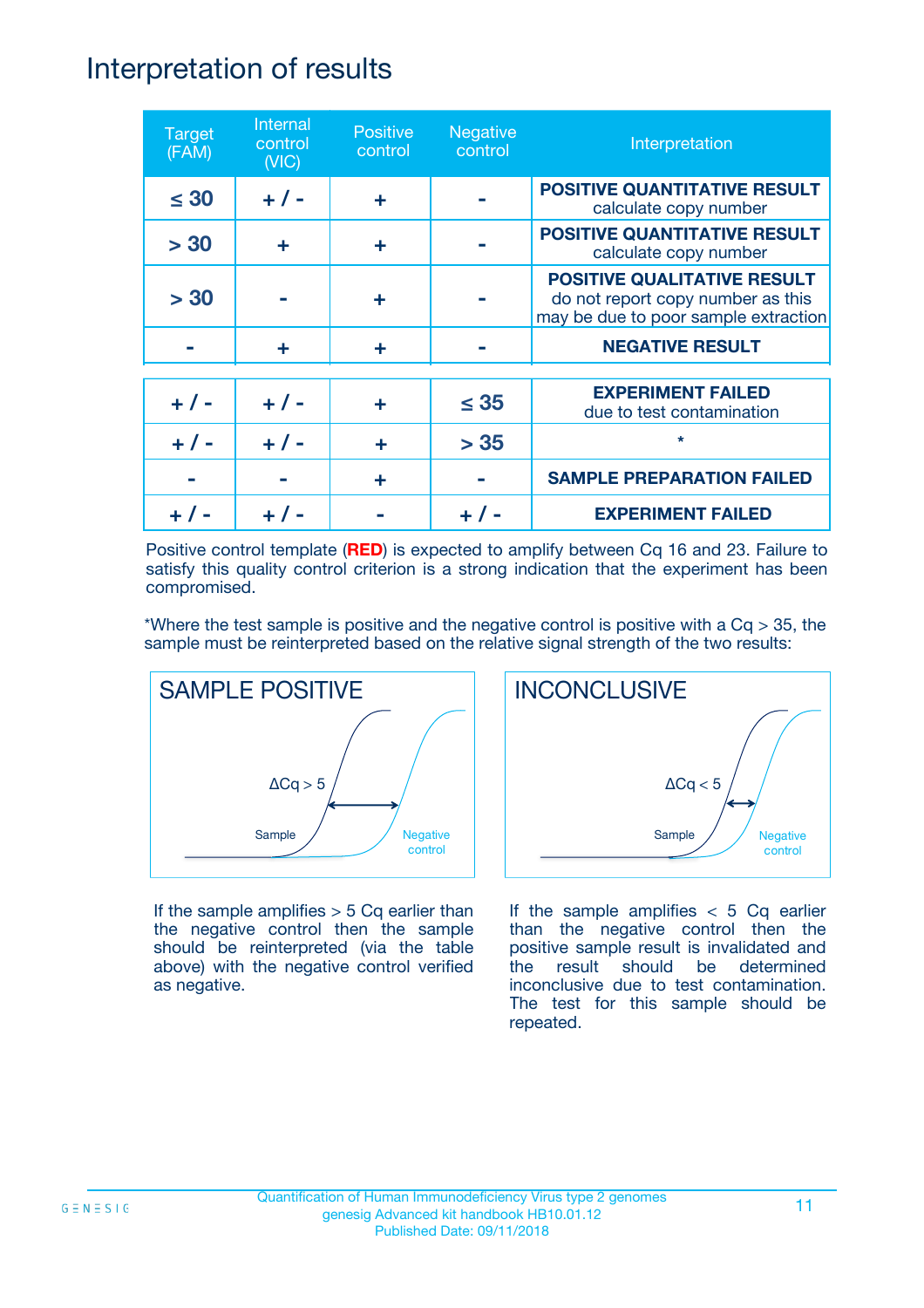# Interpretation of results

| Target (FAM) | Internal control (VIC) | Positive control | Negative control | Interpretation |
|---|---|---|---|---|
| ≤ 30 | + / - | + | - | **POSITIVE QUANTITATIVE RESULT** calculate copy number |
| > 30 | + | + | - | **POSITIVE QUANTITATIVE RESULT** calculate copy number |
| > 30 | - | + | - | **POSITIVE QUALITATIVE RESULT** do not report copy number as this may be due to poor sample extraction |
| - | + | + | - | **NEGATIVE RESULT** |
| + / - | + / - | + | ≤ 35 | **EXPERIMENT FAILED** due to test contamination |
| + / - | + / - | + | > 35 | * |
| - | - | + | - | **SAMPLE PREPARATION FAILED** |
| + / - | + / - | - | + / - | **EXPERIMENT FAILED** |

Positive control template (**RED**) is expected to amplify between Cq 16 and 23. Failure to satisfy this quality control criterion is a strong indication that the experiment has been compromised.

*Where the test sample is positive and the negative control is positive with a Cq > 35, the sample must be reinterpreted based on the relative signal strength of the two results:

## SAMPLE POSITIVE

ΔCq > 5

Sample — Negative control

If the sample amplifies > 5 Cq earlier than the negative control then the sample should be reinterpreted (via the table above) with the negative control verified as negative.

## INCONCLUSIVE

ΔCq < 5

Sample — Negative control

If the sample amplifies < 5 Cq earlier than the negative control then the positive sample result is invalidated and the result should be determined inconclusive due to test contamination. The test for this sample should be repeated.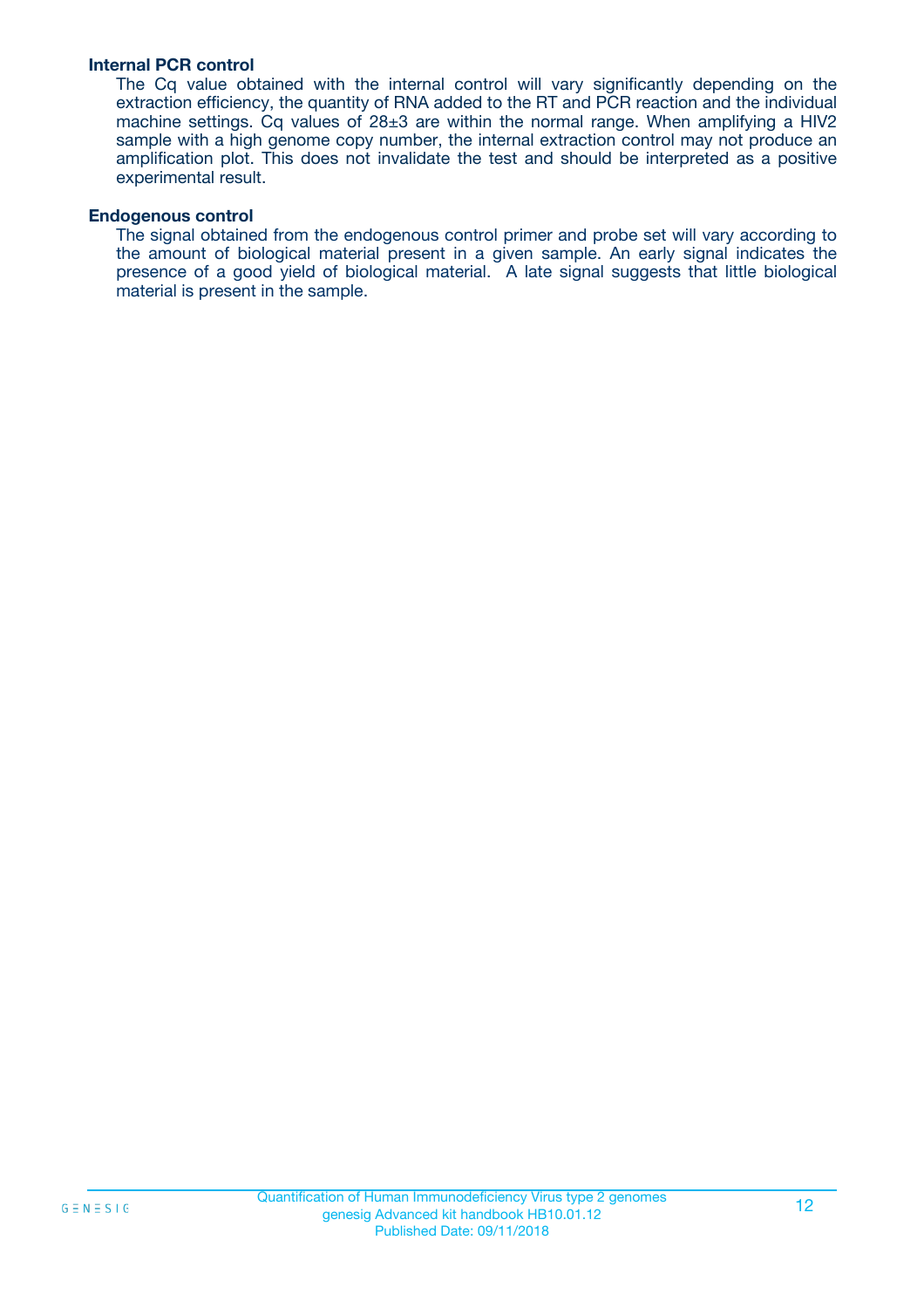**Internal PCR control**

The Cq value obtained with the internal control will vary significantly depending on the extraction efficiency, the quantity of RNA added to the RT and PCR reaction and the individual machine settings. Cq values of 28±3 are within the normal range. When amplifying a HIV2 sample with a high genome copy number, the internal extraction control may not produce an amplification plot. This does not invalidate the test and should be interpreted as a positive experimental result.

**Endogenous control**

The signal obtained from the endogenous control primer and probe set will vary according to the amount of biological material present in a given sample. An early signal indicates the presence of a good yield of biological material. A late signal suggests that little biological material is present in the sample.